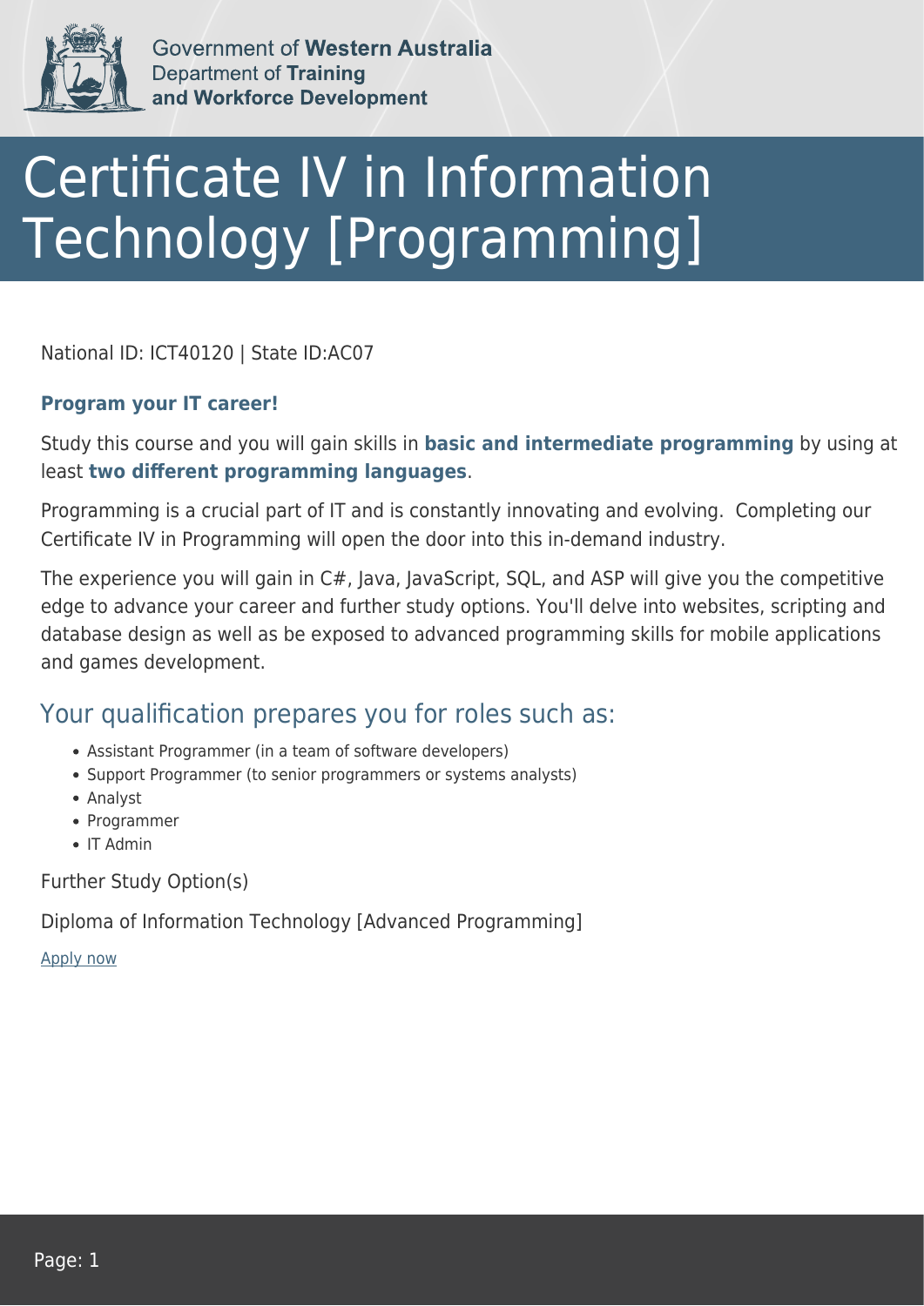Government of **Western Australia**
Department of **Training and Workforce Development**

# Certificate IV in Information Technology [Programming]

National ID: ICT40120 | State ID:AC07

**Program your IT career!**

Study this course and you will gain skills in **basic and intermediate programming** by using at least **two different programming languages**.

Programming is a crucial part of IT and is constantly innovating and evolving.  Completing our Certificate IV in Programming will open the door into this in-demand industry.

The experience you will gain in C#, Java, JavaScript, SQL, and ASP will give you the competitive edge to advance your career and further study options. You'll delve into websites, scripting and database design as well as be exposed to advanced programming skills for mobile applications and games development.

## Your qualification prepares you for roles such as:

- Assistant Programmer (in a team of software developers)
- Support Programmer (to senior programmers or systems analysts)
- Analyst
- Programmer
- IT Admin

Further Study Option(s)

Diploma of Information Technology [Advanced Programming]

Apply now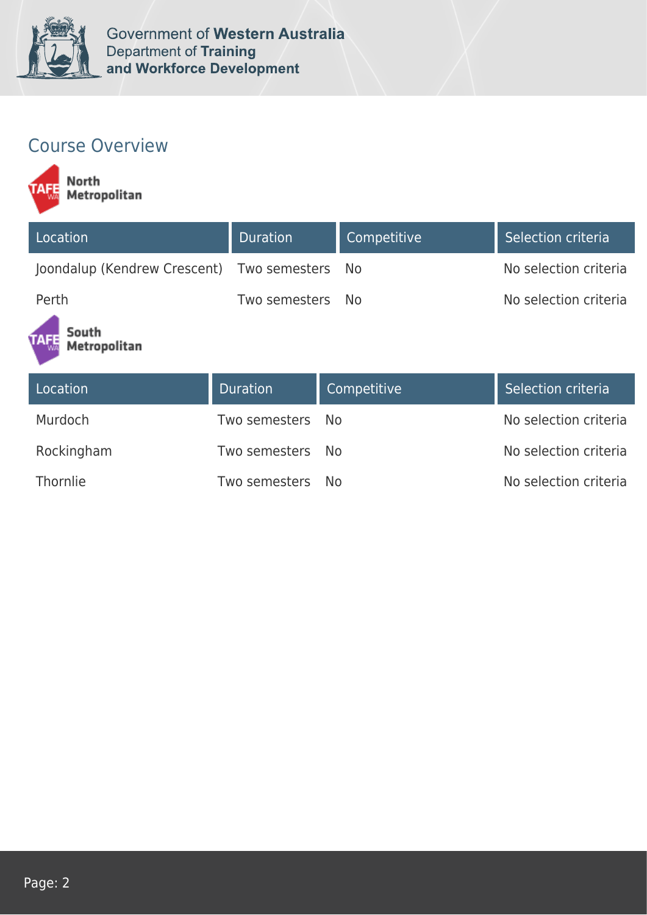## Course Overview

**North Metropolitan**

| Location | Duration | Competitive | Selection criteria |
| --- | --- | --- | --- |
| Joondalup (Kendrew Crescent) | Two semesters | No | No selection criteria |
| Perth | Two semesters | No | No selection criteria |

**South Metropolitan**

| Location | Duration | Competitive | Selection criteria |
| --- | --- | --- | --- |
| Murdoch | Two semesters | No | No selection criteria |
| Rockingham | Two semesters | No | No selection criteria |
| Thornlie | Two semesters | No | No selection criteria |